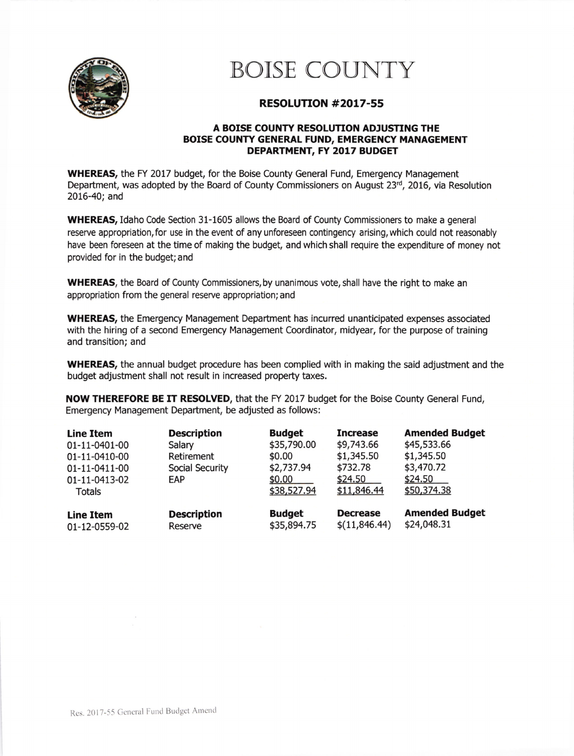# BOISE COUNTY

## RESOLUTION #2017-55

### A BOISE COUNTY RESOLUTION ADJUSTING THE BOISE COUNTY GENERAL FUND, EMERGENCY MANAGEMENT DEPARTMENT, FY 2017 BUDGET

**WHEREAS,** the FY 2017 budget, for the Boise County General Fund, Emergency Management Department, was adopted by the Board of County Commissioners on August 23rd, 2016, via Resolution 2016-40; and

**WHEREAS,** Idaho Code Section 31-1605 allows the Board of County Commissioners to make a general reserve appropriation, for use in the event of any unforeseen contingency arising, which could not reasonably have been foreseen at the time of making the budget, and which shall require the expenditure of money not provided for in the budget; and

**WHEREAS**, the Board of County Commissioners, by unanimous vote, shall have the right to make an appropriation from the general reserve appropriation; and

**WHEREAS,** the Emergency Management Department has incurred unanticipated expenses associated with the hiring of a second Emergency Management Coordinator, midyear, for the purpose of training and transition; and

**WHEREAS,** the annual budget procedure has been complied with in making the said adjustment and the budget adjustment shall not result in increased property taxes.

**NOW THEREFORE BE IT RESOLVED**, that the FY 2017 budget for the Boise County General Fund, Emergency Management Department, be adjusted as follows:

| Line Item | Description | Budget | Increase | Amended Budget |
|---|---|---|---|---|
| 01-11-0401-00 | Salary | $35,790.00 | $9,743.66 | $45,533.66 |
| 01-11-0410-00 | Retirement | $0.00 | $1,345.50 | $1,345.50 |
| 01-11-0411-00 | Social Security | $2,737.94 | $732.78 | $3,470.72 |
| 01-11-0413-02 | EAP | $0.00 | $24.50 | $24.50 |
| Totals | | $38,527.94 | $11,846.44 | $50,374.38 |

| Line Item | Description | Budget | Decrease | Amended Budget |
|---|---|---|---|---|
| 01-12-0559-02 | Reserve | $35,894.75 | $(11,846.44) | $24,048.31 |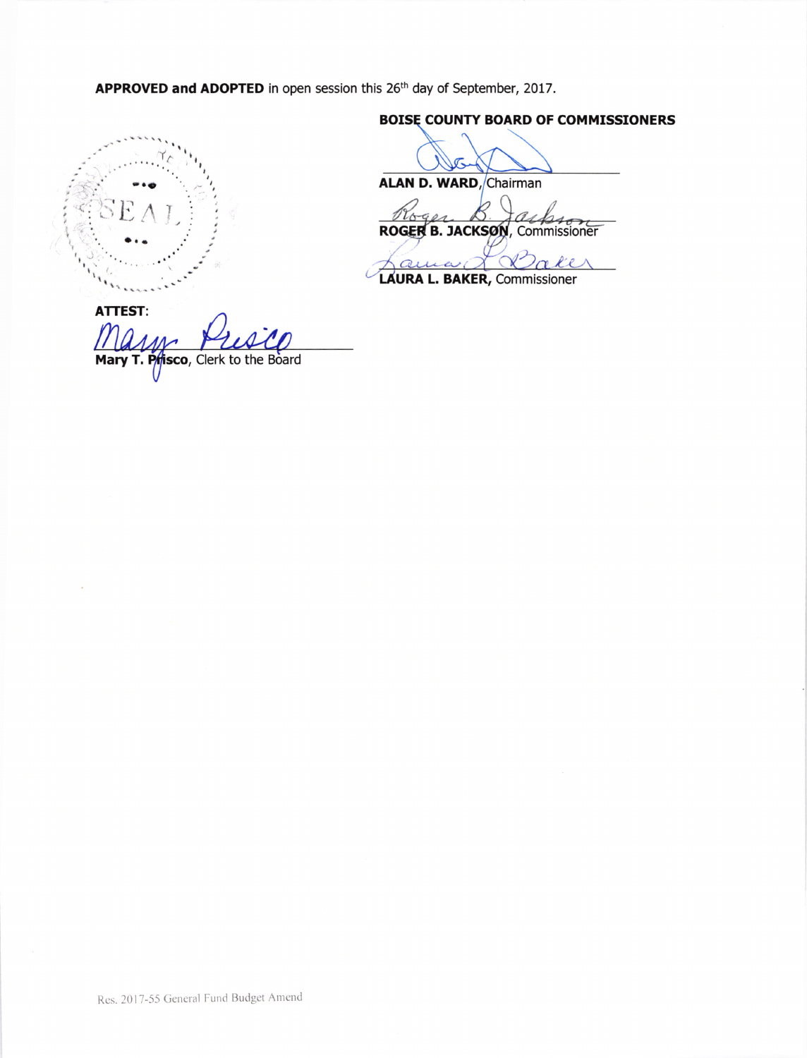**APPROVED and ADOPTED** in open session this 26th day of September, 2017.

**BOISE COUNTY BOARD OF COMMISSIONERS**

**ALAN D. WARD**, Chairman

**ROGER B. JACKSON**, Commissioner

**LAURA L. BAKER**, Commissioner

SEAL

**ATTEST**:

**Mary T. Prisco**, Clerk to the Board

Res. 2017-55 General Fund Budget Amend